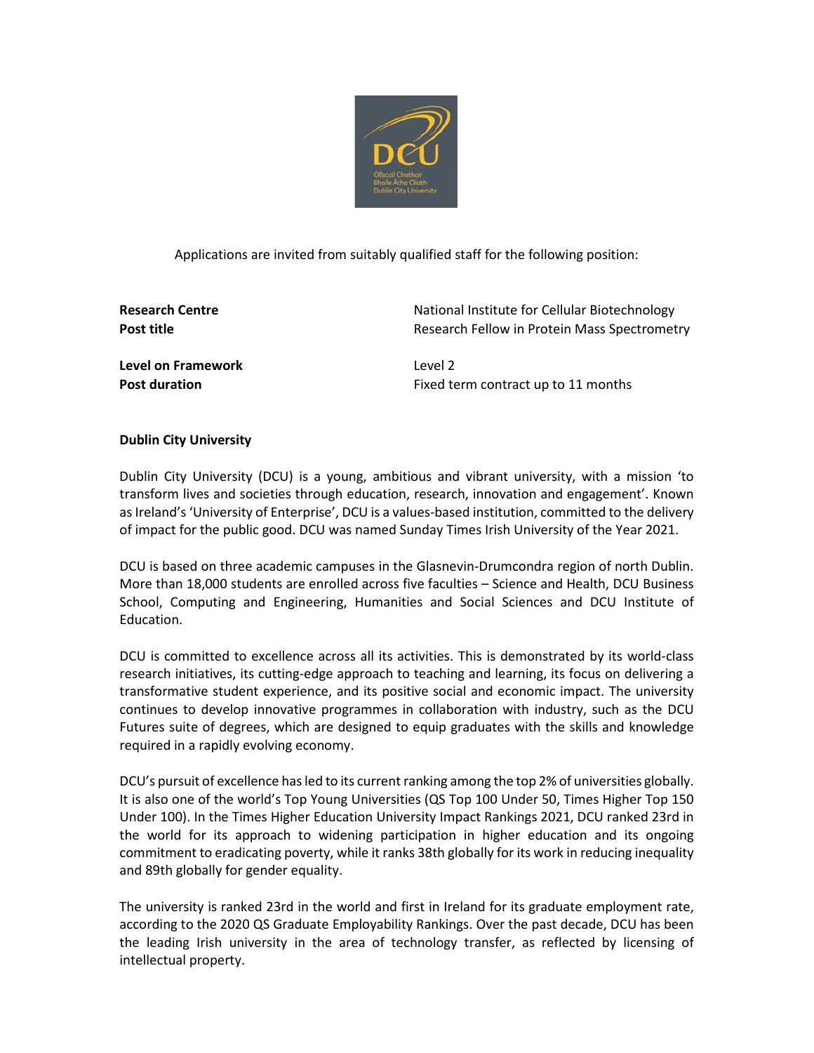Applications are invited from suitably qualified staff for the following position:

| | |
|---|---|
| **Research Centre** | National Institute for Cellular Biotechnology |
| **Post title** | Research Fellow in Protein Mass Spectrometry |
| **Level on Framework** | Level 2 |
| **Post duration** | Fixed term contract up to 11 months |

**Dublin City University**

Dublin City University (DCU) is a young, ambitious and vibrant university, with a mission 'to transform lives and societies through education, research, innovation and engagement'. Known as Ireland's 'University of Enterprise', DCU is a values-based institution, committed to the delivery of impact for the public good. DCU was named Sunday Times Irish University of the Year 2021.

DCU is based on three academic campuses in the Glasnevin-Drumcondra region of north Dublin. More than 18,000 students are enrolled across five faculties – Science and Health, DCU Business School, Computing and Engineering, Humanities and Social Sciences and DCU Institute of Education.

DCU is committed to excellence across all its activities. This is demonstrated by its world-class research initiatives, its cutting-edge approach to teaching and learning, its focus on delivering a transformative student experience, and its positive social and economic impact. The university continues to develop innovative programmes in collaboration with industry, such as the DCU Futures suite of degrees, which are designed to equip graduates with the skills and knowledge required in a rapidly evolving economy.

DCU's pursuit of excellence has led to its current ranking among the top 2% of universities globally. It is also one of the world's Top Young Universities (QS Top 100 Under 50, Times Higher Top 150 Under 100). In the Times Higher Education University Impact Rankings 2021, DCU ranked 23rd in the world for its approach to widening participation in higher education and its ongoing commitment to eradicating poverty, while it ranks 38th globally for its work in reducing inequality and 89th globally for gender equality.

The university is ranked 23rd in the world and first in Ireland for its graduate employment rate, according to the 2020 QS Graduate Employability Rankings. Over the past decade, DCU has been the leading Irish university in the area of technology transfer, as reflected by licensing of intellectual property.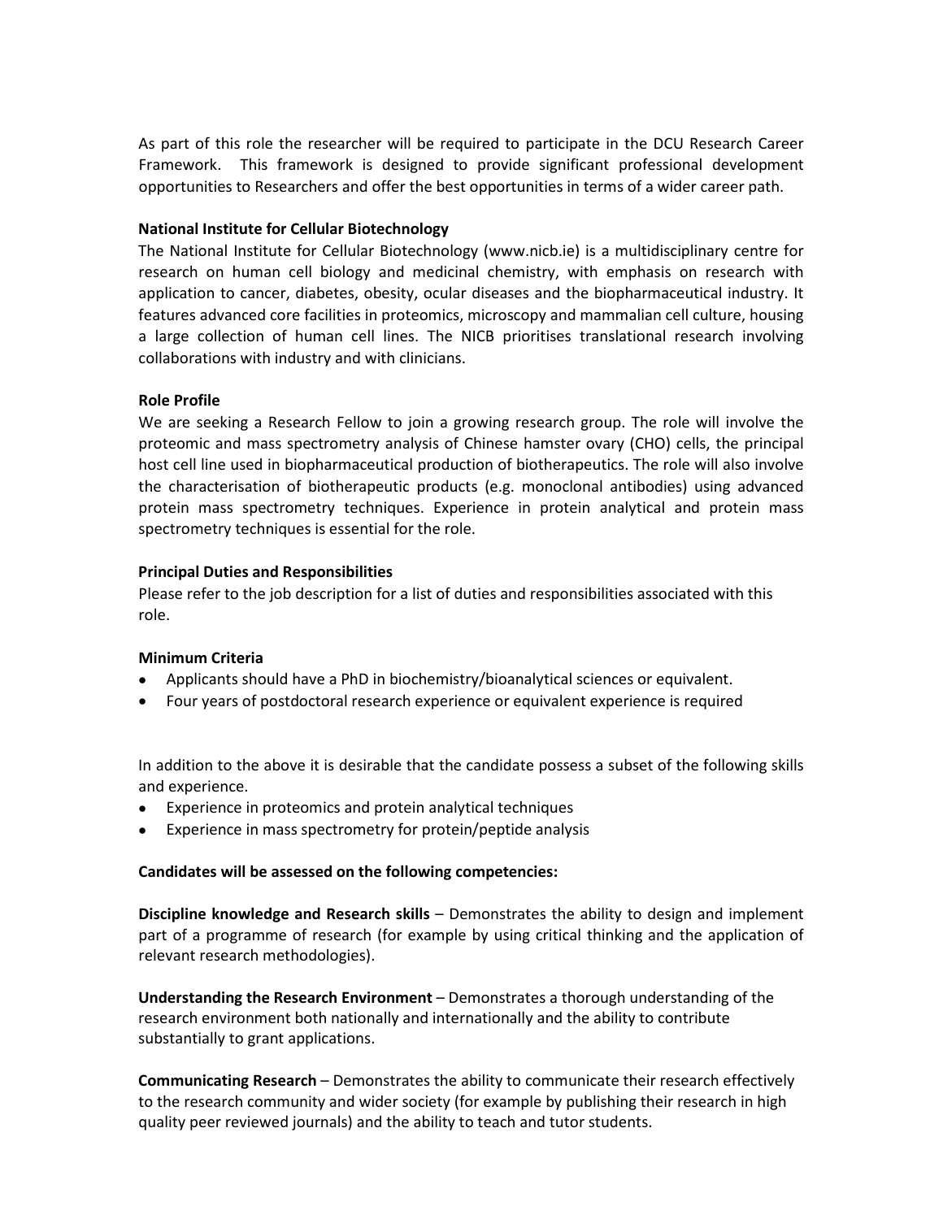As part of this role the researcher will be required to participate in the DCU Research Career Framework. This framework is designed to provide significant professional development opportunities to Researchers and offer the best opportunities in terms of a wider career path.

**National Institute for Cellular Biotechnology**

The National Institute for Cellular Biotechnology (www.nicb.ie) is a multidisciplinary centre for research on human cell biology and medicinal chemistry, with emphasis on research with application to cancer, diabetes, obesity, ocular diseases and the biopharmaceutical industry. It features advanced core facilities in proteomics, microscopy and mammalian cell culture, housing a large collection of human cell lines. The NICB prioritises translational research involving collaborations with industry and with clinicians.

**Role Profile**

We are seeking a Research Fellow to join a growing research group. The role will involve the proteomic and mass spectrometry analysis of Chinese hamster ovary (CHO) cells, the principal host cell line used in biopharmaceutical production of biotherapeutics. The role will also involve the characterisation of biotherapeutic products (e.g. monoclonal antibodies) using advanced protein mass spectrometry techniques. Experience in protein analytical and protein mass spectrometry techniques is essential for the role.

**Principal Duties and Responsibilities**

Please refer to the job description for a list of duties and responsibilities associated with this role.

**Minimum Criteria**

- Applicants should have a PhD in biochemistry/bioanalytical sciences or equivalent.
- Four years of postdoctoral research experience or equivalent experience is required

In addition to the above it is desirable that the candidate possess a subset of the following skills and experience.

- Experience in proteomics and protein analytical techniques
- Experience in mass spectrometry for protein/peptide analysis

**Candidates will be assessed on the following competencies:**

**Discipline knowledge and Research skills** – Demonstrates the ability to design and implement part of a programme of research (for example by using critical thinking and the application of relevant research methodologies).

**Understanding the Research Environment** – Demonstrates a thorough understanding of the research environment both nationally and internationally and the ability to contribute substantially to grant applications.

**Communicating Research** – Demonstrates the ability to communicate their research effectively to the research community and wider society (for example by publishing their research in high quality peer reviewed journals) and the ability to teach and tutor students.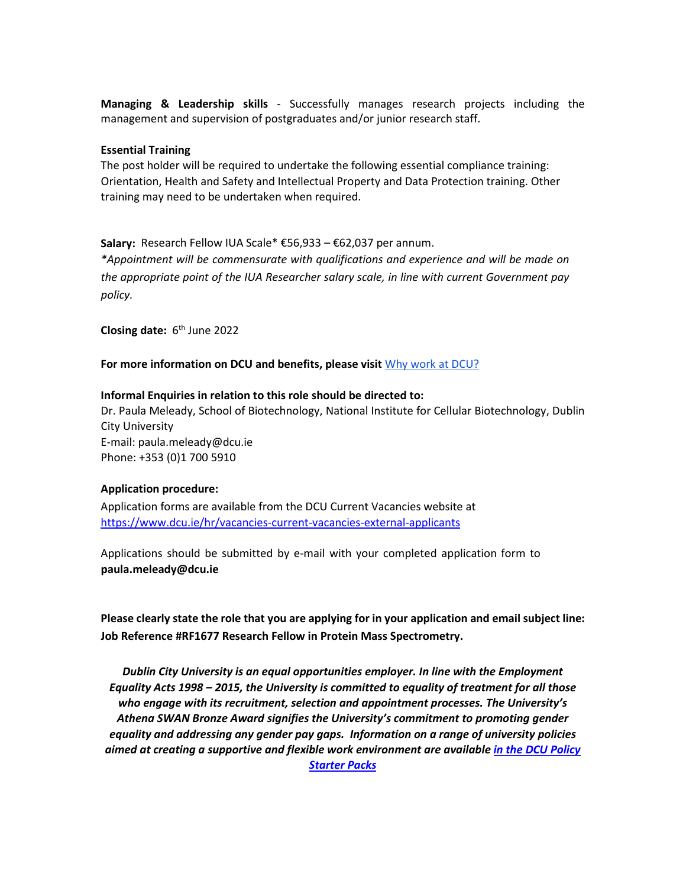**Managing & Leadership skills** - Successfully manages research projects including the management and supervision of postgraduates and/or junior research staff.

**Essential Training**

The post holder will be required to undertake the following essential compliance training: Orientation, Health and Safety and Intellectual Property and Data Protection training. Other training may need to be undertaken when required.

**Salary:** Research Fellow IUA Scale* €56,933 – €62,037 per annum.

*\*Appointment will be commensurate with qualifications and experience and will be made on the appropriate point of the IUA Researcher salary scale, in line with current Government pay policy.*

**Closing date:** 6th June 2022

**For more information on DCU and benefits, please visit** [Why work at DCU?]

**Informal Enquiries in relation to this role should be directed to:**

Dr. Paula Meleady, School of Biotechnology, National Institute for Cellular Biotechnology, Dublin City University

E-mail: paula.meleady@dcu.ie

Phone: +353 (0)1 700 5910

**Application procedure:**

Application forms are available from the DCU Current Vacancies website at https://www.dcu.ie/hr/vacancies-current-vacancies-external-applicants

Applications should be submitted by e-mail with your completed application form to **paula.meleady@dcu.ie**

**Please clearly state the role that you are applying for in your application and email subject line: Job Reference #RF1677 Research Fellow in Protein Mass Spectrometry.**

***Dublin City University is an equal opportunities employer. In line with the Employment Equality Acts 1998 – 2015, the University is committed to equality of treatment for all those who engage with its recruitment, selection and appointment processes. The University's Athena SWAN Bronze Award signifies the University's commitment to promoting gender equality and addressing any gender pay gaps. Information on a range of university policies aimed at creating a supportive and flexible work environment are available in the DCU Policy Starter Packs***